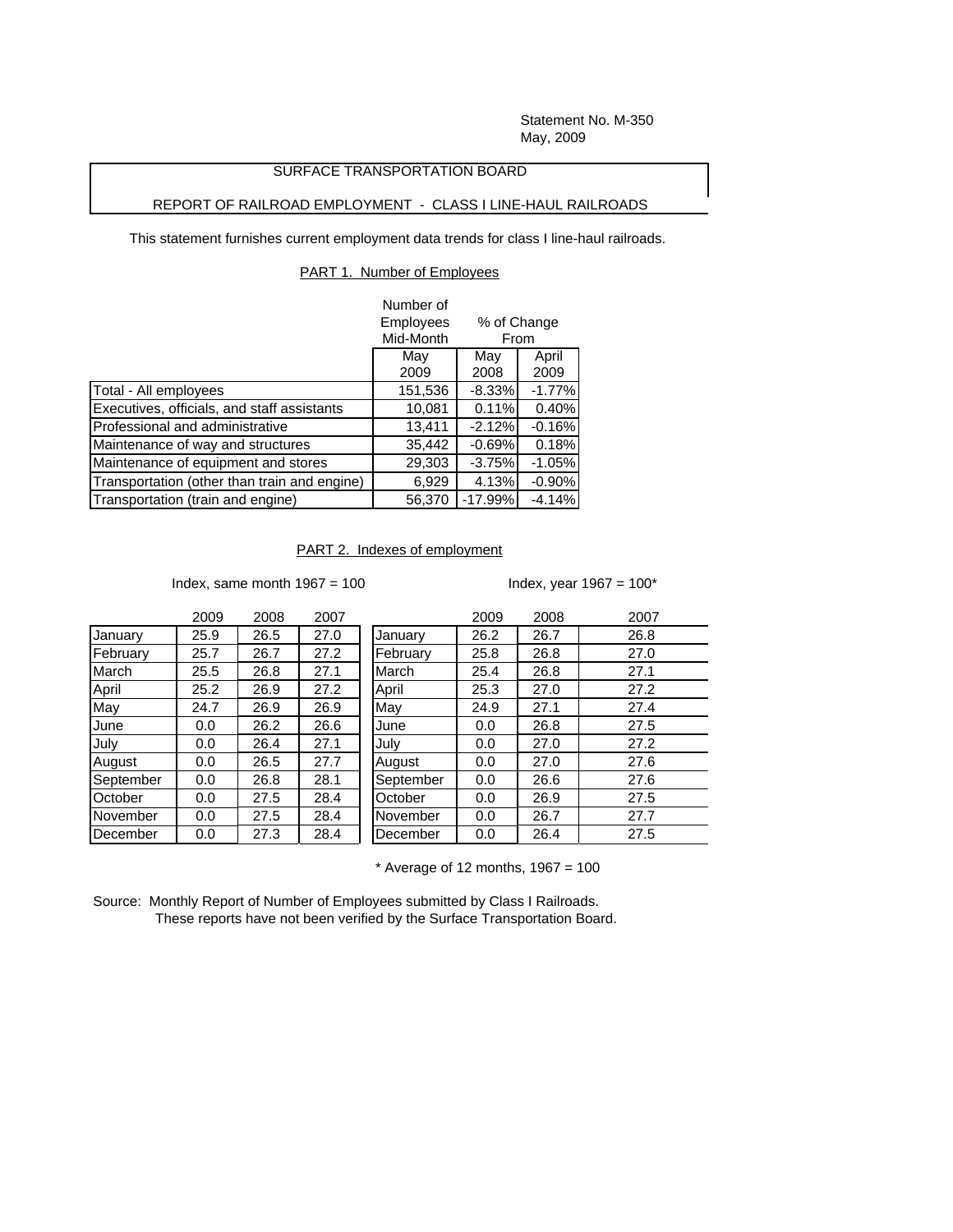Statement No. M-350
May, 2009

SURFACE TRANSPORTATION BOARD

REPORT OF RAILROAD EMPLOYMENT - CLASS I LINE-HAUL RAILROADS

This statement furnishes current employment data trends for class I line-haul railroads.

## PART 1. Number of Employees

| | Number of Employees Mid-Month | % of Change From | |
|---|---|---|---|
| | May 2009 | May 2008 | April 2009 |
| Total - All employees | 151,536 | -8.33% | -1.77% |
| Executives, officials, and staff assistants | 10,081 | 0.11% | 0.40% |
| Professional and administrative | 13,411 | -2.12% | -0.16% |
| Maintenance of way and structures | 35,442 | -0.69% | 0.18% |
| Maintenance of equipment and stores | 29,303 | -3.75% | -1.05% |
| Transportation (other than train and engine) | 6,929 | 4.13% | -0.90% |
| Transportation (train and engine) | 56,370 | -17.99% | -4.14% |

## PART 2. Indexes of employment

Index, same month 1967 = 100

| | 2009 | 2008 | 2007 |
|---|---|---|---|
| January | 25.9 | 26.5 | 27.0 |
| February | 25.7 | 26.7 | 27.2 |
| March | 25.5 | 26.8 | 27.1 |
| April | 25.2 | 26.9 | 27.2 |
| May | 24.7 | 26.9 | 26.9 |
| June | 0.0 | 26.2 | 26.6 |
| July | 0.0 | 26.4 | 27.1 |
| August | 0.0 | 26.5 | 27.7 |
| September | 0.0 | 26.8 | 28.1 |
| October | 0.0 | 27.5 | 28.4 |
| November | 0.0 | 27.5 | 28.4 |
| December | 0.0 | 27.3 | 28.4 |

Index, year 1967 = 100*

| | 2009 | 2008 | 2007 |
|---|---|---|---|
| January | 26.2 | 26.7 | 26.8 |
| February | 25.8 | 26.8 | 27.0 |
| March | 25.4 | 26.8 | 27.1 |
| April | 25.3 | 27.0 | 27.2 |
| May | 24.9 | 27.1 | 27.4 |
| June | 0.0 | 26.8 | 27.5 |
| July | 0.0 | 27.0 | 27.2 |
| August | 0.0 | 27.0 | 27.6 |
| September | 0.0 | 26.6 | 27.6 |
| October | 0.0 | 26.9 | 27.5 |
| November | 0.0 | 26.7 | 27.7 |
| December | 0.0 | 26.4 | 27.5 |

* Average of 12 months, 1967 = 100

Source: Monthly Report of Number of Employees submitted by Class I Railroads.
These reports have not been verified by the Surface Transportation Board.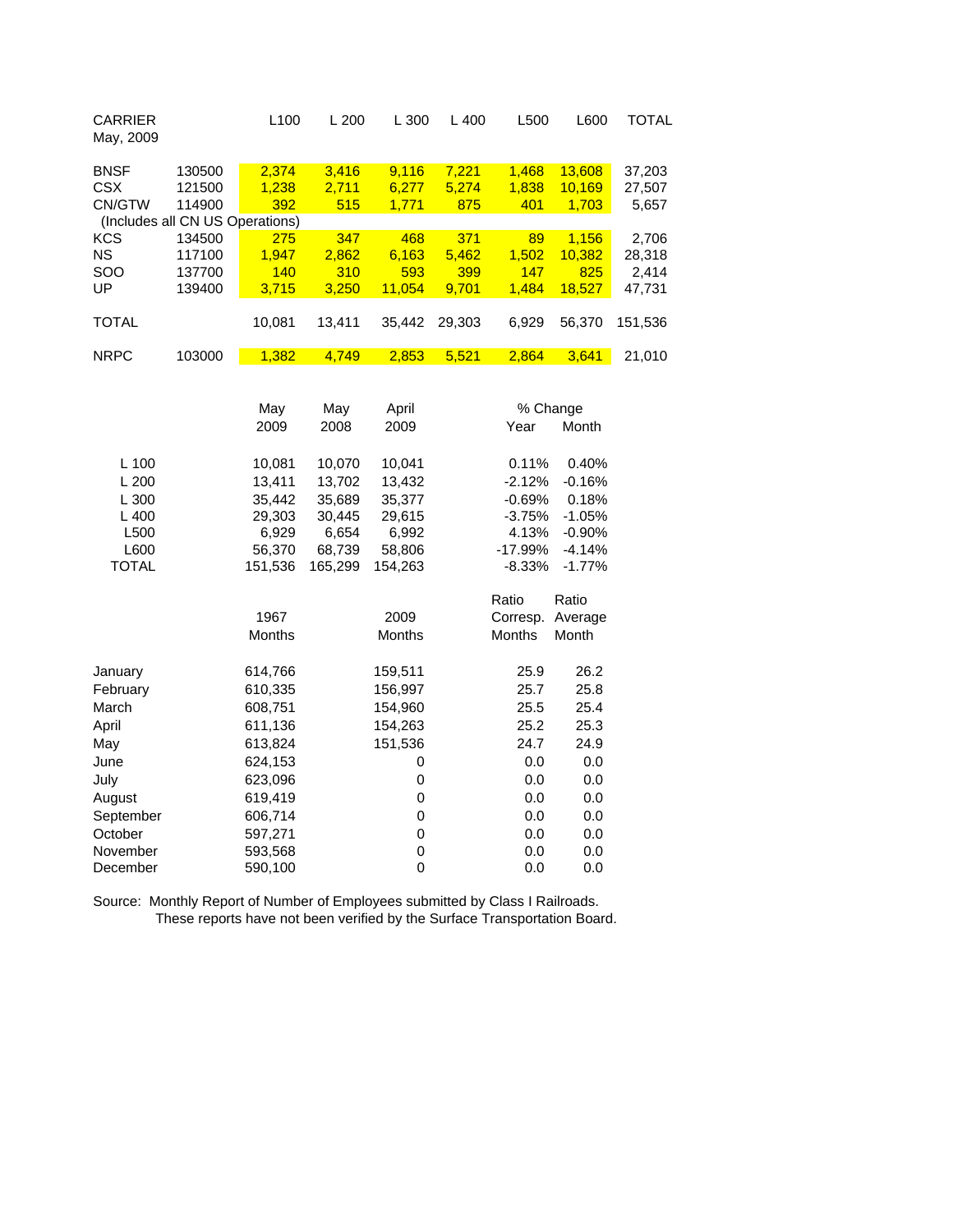| CARRIER May, 2009 | | L100 | L 200 | L 300 | L 400 | L500 | L600 | TOTAL |
|---|---|---|---|---|---|---|---|---|
| BNSF | 130500 | 2,374 | 3,416 | 9,116 | 7,221 | 1,468 | 13,608 | 37,203 |
| CSX | 121500 | 1,238 | 2,711 | 6,277 | 5,274 | 1,838 | 10,169 | 27,507 |
| CN/GTW (Includes all CN US Operations) | 114900 | 392 | 515 | 1,771 | 875 | 401 | 1,703 | 5,657 |
| KCS | 134500 | 275 | 347 | 468 | 371 | 89 | 1,156 | 2,706 |
| NS | 117100 | 1,947 | 2,862 | 6,163 | 5,462 | 1,502 | 10,382 | 28,318 |
| SOO | 137700 | 140 | 310 | 593 | 399 | 147 | 825 | 2,414 |
| UP | 139400 | 3,715 | 3,250 | 11,054 | 9,701 | 1,484 | 18,527 | 47,731 |
| TOTAL | | 10,081 | 13,411 | 35,442 | 29,303 | 6,929 | 56,370 | 151,536 |
| NRPC | 103000 | 1,382 | 4,749 | 2,853 | 5,521 | 2,864 | 3,641 | 21,010 |

| | May 2009 | May 2008 | April 2009 | % Change Year | % Change Month |
|---|---|---|---|---|---|
| L 100 | 10,081 | 10,070 | 10,041 | 0.11% | 0.40% |
| L 200 | 13,411 | 13,702 | 13,432 | -2.12% | -0.16% |
| L 300 | 35,442 | 35,689 | 35,377 | -0.69% | 0.18% |
| L 400 | 29,303 | 30,445 | 29,615 | -3.75% | -1.05% |
| L500 | 6,929 | 6,654 | 6,992 | 4.13% | -0.90% |
| L600 | 56,370 | 68,739 | 58,806 | -17.99% | -4.14% |
| TOTAL | 151,536 | 165,299 | 154,263 | -8.33% | -1.77% |

| | 1967 Months | 2009 Months | Ratio Corresp. Months | Ratio Average Month |
|---|---|---|---|---|
| January | 614,766 | 159,511 | 25.9 | 26.2 |
| February | 610,335 | 156,997 | 25.7 | 25.8 |
| March | 608,751 | 154,960 | 25.5 | 25.4 |
| April | 611,136 | 154,263 | 25.2 | 25.3 |
| May | 613,824 | 151,536 | 24.7 | 24.9 |
| June | 624,153 | 0 | 0.0 | 0.0 |
| July | 623,096 | 0 | 0.0 | 0.0 |
| August | 619,419 | 0 | 0.0 | 0.0 |
| September | 606,714 | 0 | 0.0 | 0.0 |
| October | 597,271 | 0 | 0.0 | 0.0 |
| November | 593,568 | 0 | 0.0 | 0.0 |
| December | 590,100 | 0 | 0.0 | 0.0 |

Source: Monthly Report of Number of Employees submitted by Class I Railroads.
These reports have not been verified by the Surface Transportation Board.